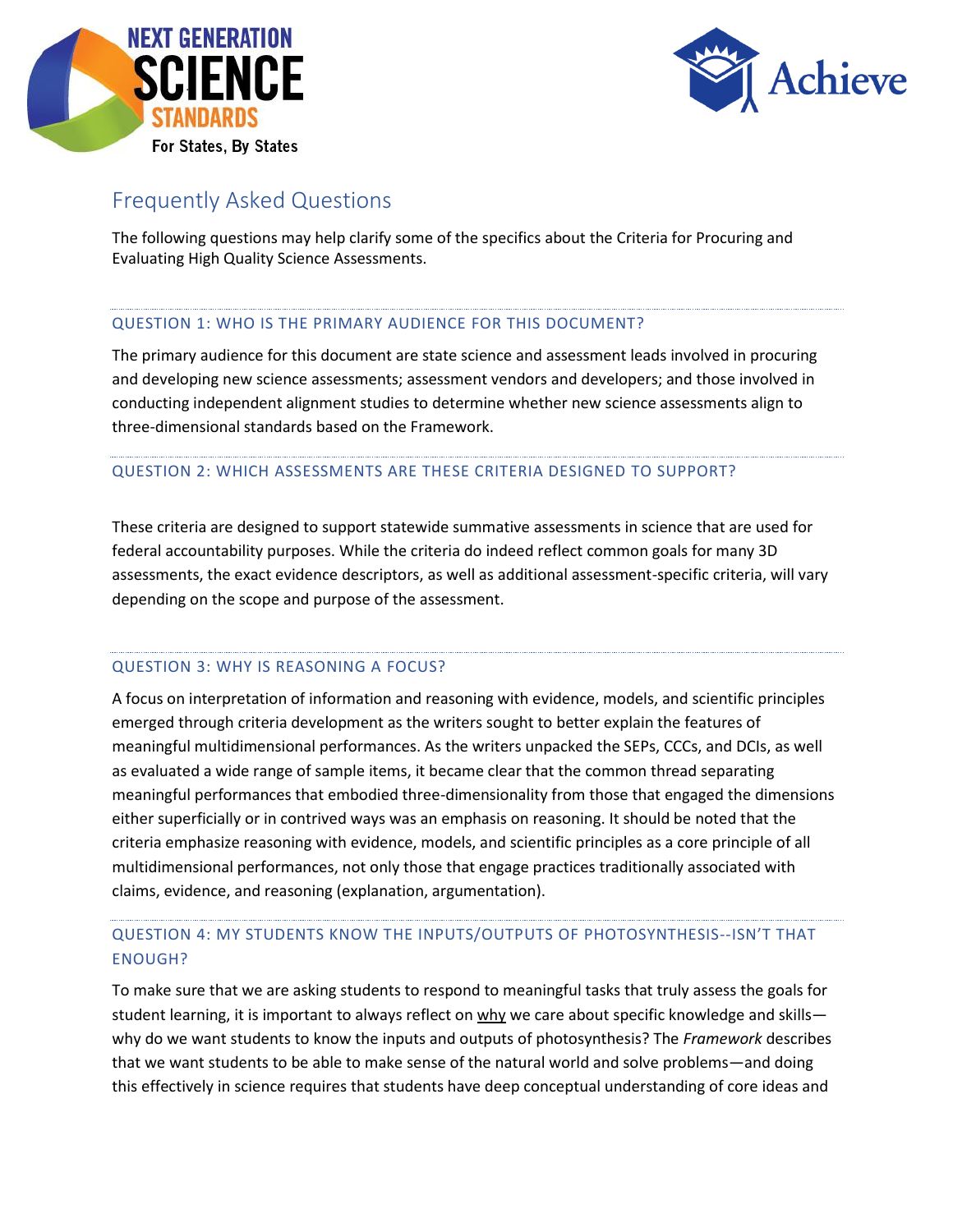# Frequently Asked Questions

The following questions may help clarify some of the specifics about the Criteria for Procuring and Evaluating High Quality Science Assessments.

## QUESTION 1: WHO IS THE PRIMARY AUDIENCE FOR THIS DOCUMENT?

The primary audience for this document are state science and assessment leads involved in procuring and developing new science assessments; assessment vendors and developers; and those involved in conducting independent alignment studies to determine whether new science assessments align to three-dimensional standards based on the Framework.

## QUESTION 2: WHICH ASSESSMENTS ARE THESE CRITERIA DESIGNED TO SUPPORT?

These criteria are designed to support statewide summative assessments in science that are used for federal accountability purposes. While the criteria do indeed reflect common goals for many 3D assessments, the exact evidence descriptors, as well as additional assessment-specific criteria, will vary depending on the scope and purpose of the assessment.

## QUESTION 3: WHY IS REASONING A FOCUS?

A focus on interpretation of information and reasoning with evidence, models, and scientific principles emerged through criteria development as the writers sought to better explain the features of meaningful multidimensional performances. As the writers unpacked the SEPs, CCCs, and DCIs, as well as evaluated a wide range of sample items, it became clear that the common thread separating meaningful performances that embodied three-dimensionality from those that engaged the dimensions either superficially or in contrived ways was an emphasis on reasoning. It should be noted that the criteria emphasize reasoning with evidence, models, and scientific principles as a core principle of all multidimensional performances, not only those that engage practices traditionally associated with claims, evidence, and reasoning (explanation, argumentation).

## QUESTION 4: MY STUDENTS KNOW THE INPUTS/OUTPUTS OF PHOTOSYNTHESIS--ISN'T THAT ENOUGH?

To make sure that we are asking students to respond to meaningful tasks that truly assess the goals for student learning, it is important to always reflect on why we care about specific knowledge and skills—why do we want students to know the inputs and outputs of photosynthesis? The *Framework* describes that we want students to be able to make sense of the natural world and solve problems—and doing this effectively in science requires that students have deep conceptual understanding of core ideas and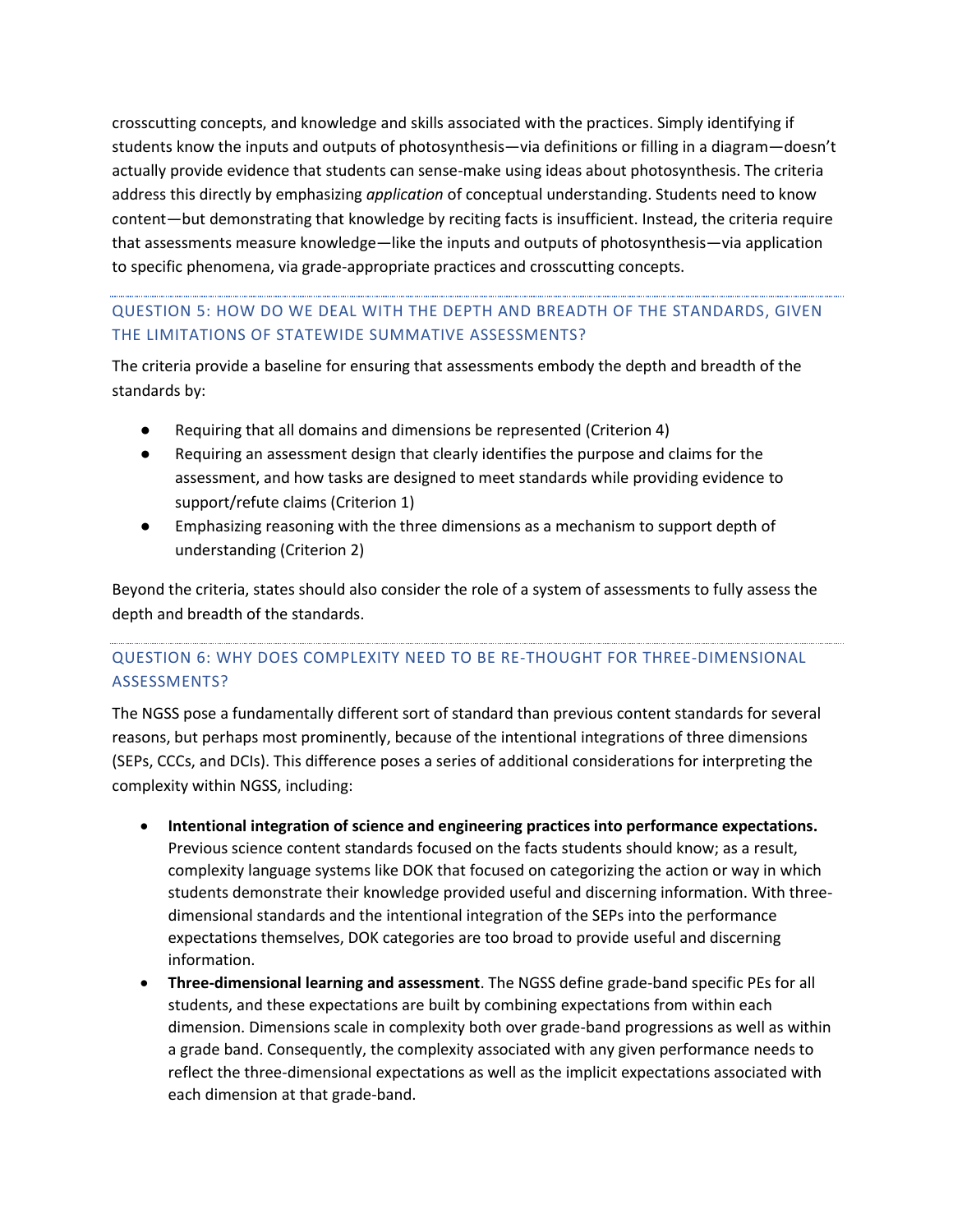crosscutting concepts, and knowledge and skills associated with the practices. Simply identifying if students know the inputs and outputs of photosynthesis—via definitions or filling in a diagram—doesn't actually provide evidence that students can sense-make using ideas about photosynthesis. The criteria address this directly by emphasizing *application* of conceptual understanding. Students need to know content—but demonstrating that knowledge by reciting facts is insufficient. Instead, the criteria require that assessments measure knowledge—like the inputs and outputs of photosynthesis—via application to specific phenomena, via grade-appropriate practices and crosscutting concepts.

### QUESTION 5: HOW DO WE DEAL WITH THE DEPTH AND BREADTH OF THE STANDARDS, GIVEN THE LIMITATIONS OF STATEWIDE SUMMATIVE ASSESSMENTS?

The criteria provide a baseline for ensuring that assessments embody the depth and breadth of the standards by:

- Requiring that all domains and dimensions be represented (Criterion 4)
- Requiring an assessment design that clearly identifies the purpose and claims for the assessment, and how tasks are designed to meet standards while providing evidence to support/refute claims (Criterion 1)
- Emphasizing reasoning with the three dimensions as a mechanism to support depth of understanding (Criterion 2)

Beyond the criteria, states should also consider the role of a system of assessments to fully assess the depth and breadth of the standards.

### QUESTION 6: WHY DOES COMPLEXITY NEED TO BE RE-THOUGHT FOR THREE-DIMENSIONAL ASSESSMENTS?

The NGSS pose a fundamentally different sort of standard than previous content standards for several reasons, but perhaps most prominently, because of the intentional integrations of three dimensions (SEPs, CCCs, and DCIs). This difference poses a series of additional considerations for interpreting the complexity within NGSS, including:

- **Intentional integration of science and engineering practices into performance expectations.** Previous science content standards focused on the facts students should know; as a result, complexity language systems like DOK that focused on categorizing the action or way in which students demonstrate their knowledge provided useful and discerning information. With three-dimensional standards and the intentional integration of the SEPs into the performance expectations themselves, DOK categories are too broad to provide useful and discerning information.
- **Three-dimensional learning and assessment**. The NGSS define grade-band specific PEs for all students, and these expectations are built by combining expectations from within each dimension. Dimensions scale in complexity both over grade-band progressions as well as within a grade band. Consequently, the complexity associated with any given performance needs to reflect the three-dimensional expectations as well as the implicit expectations associated with each dimension at that grade-band.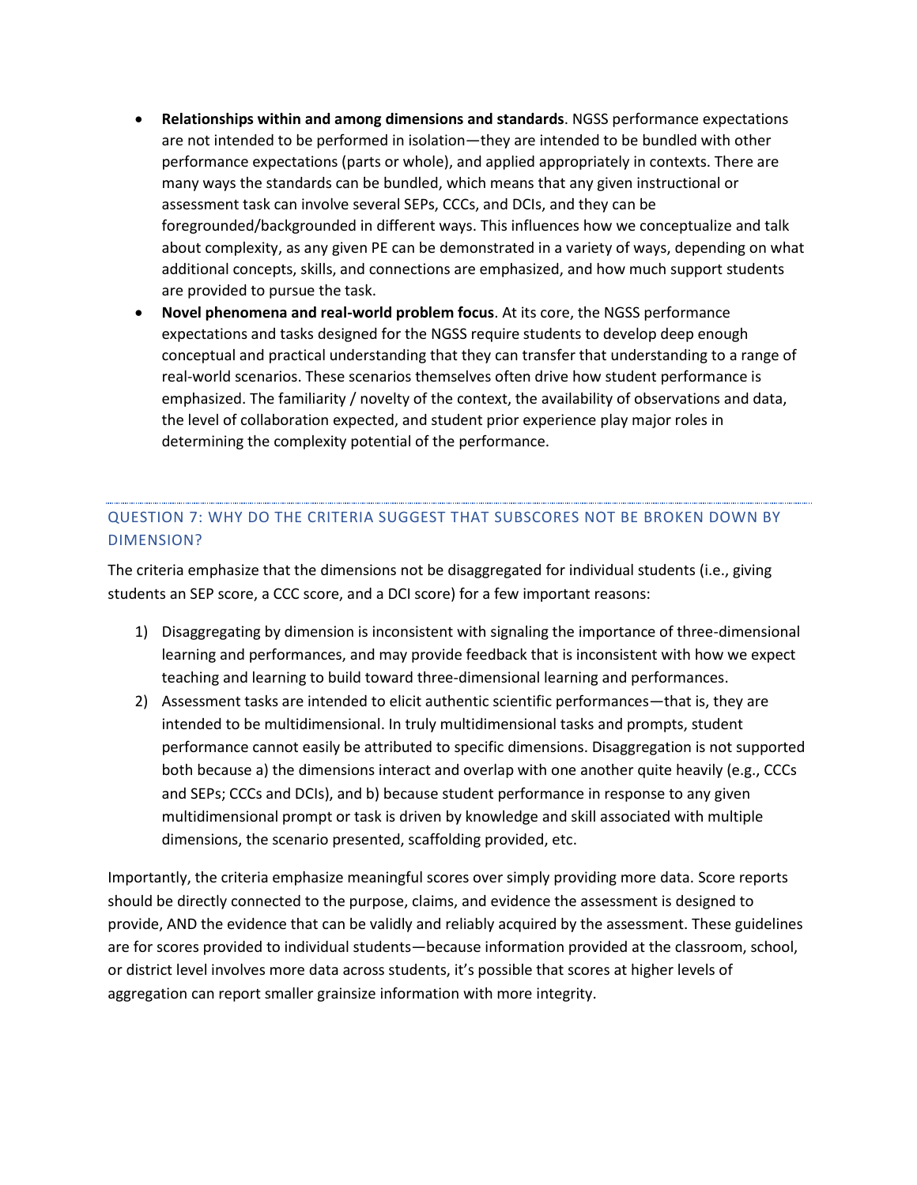- **Relationships within and among dimensions and standards**. NGSS performance expectations are not intended to be performed in isolation—they are intended to be bundled with other performance expectations (parts or whole), and applied appropriately in contexts. There are many ways the standards can be bundled, which means that any given instructional or assessment task can involve several SEPs, CCCs, and DCIs, and they can be foregrounded/backgrounded in different ways. This influences how we conceptualize and talk about complexity, as any given PE can be demonstrated in a variety of ways, depending on what additional concepts, skills, and connections are emphasized, and how much support students are provided to pursue the task.
- **Novel phenomena and real-world problem focus**. At its core, the NGSS performance expectations and tasks designed for the NGSS require students to develop deep enough conceptual and practical understanding that they can transfer that understanding to a range of real-world scenarios. These scenarios themselves often drive how student performance is emphasized. The familiarity / novelty of the context, the availability of observations and data, the level of collaboration expected, and student prior experience play major roles in determining the complexity potential of the performance.

## QUESTION 7: WHY DO THE CRITERIA SUGGEST THAT SUBSCORES NOT BE BROKEN DOWN BY DIMENSION?

The criteria emphasize that the dimensions not be disaggregated for individual students (i.e., giving students an SEP score, a CCC score, and a DCI score) for a few important reasons:

1) Disaggregating by dimension is inconsistent with signaling the importance of three-dimensional learning and performances, and may provide feedback that is inconsistent with how we expect teaching and learning to build toward three-dimensional learning and performances.
2) Assessment tasks are intended to elicit authentic scientific performances—that is, they are intended to be multidimensional. In truly multidimensional tasks and prompts, student performance cannot easily be attributed to specific dimensions. Disaggregation is not supported both because a) the dimensions interact and overlap with one another quite heavily (e.g., CCCs and SEPs; CCCs and DCIs), and b) because student performance in response to any given multidimensional prompt or task is driven by knowledge and skill associated with multiple dimensions, the scenario presented, scaffolding provided, etc.

Importantly, the criteria emphasize meaningful scores over simply providing more data. Score reports should be directly connected to the purpose, claims, and evidence the assessment is designed to provide, AND the evidence that can be validly and reliably acquired by the assessment. These guidelines are for scores provided to individual students—because information provided at the classroom, school, or district level involves more data across students, it's possible that scores at higher levels of aggregation can report smaller grainsize information with more integrity.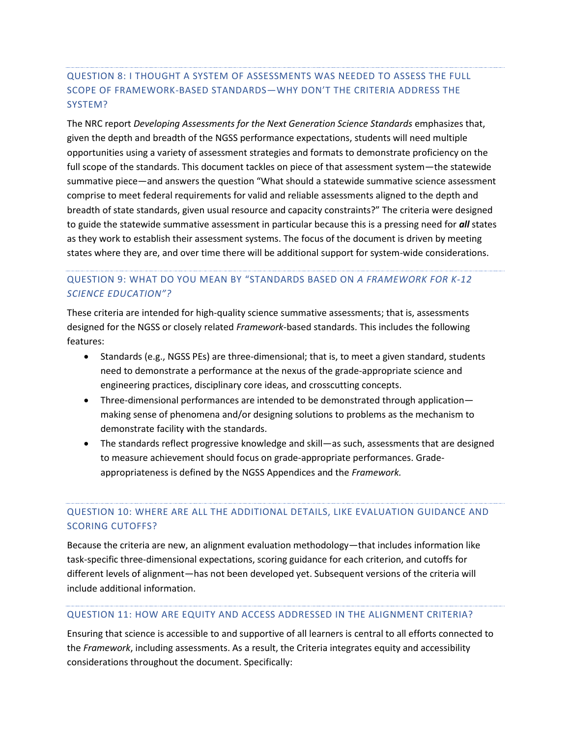### QUESTION 8: I THOUGHT A SYSTEM OF ASSESSMENTS WAS NEEDED TO ASSESS THE FULL SCOPE OF FRAMEWORK-BASED STANDARDS—WHY DON'T THE CRITERIA ADDRESS THE SYSTEM?

The NRC report *Developing Assessments for the Next Generation Science Standards* emphasizes that, given the depth and breadth of the NGSS performance expectations, students will need multiple opportunities using a variety of assessment strategies and formats to demonstrate proficiency on the full scope of the standards. This document tackles on piece of that assessment system—the statewide summative piece—and answers the question "What should a statewide summative science assessment comprise to meet federal requirements for valid and reliable assessments aligned to the depth and breadth of state standards, given usual resource and capacity constraints?" The criteria were designed to guide the statewide summative assessment in particular because this is a pressing need for ***all*** states as they work to establish their assessment systems. The focus of the document is driven by meeting states where they are, and over time there will be additional support for system-wide considerations.

### QUESTION 9: WHAT DO YOU MEAN BY "STANDARDS BASED ON *A FRAMEWORK FOR K-12 SCIENCE EDUCATION*"?

These criteria are intended for high-quality science summative assessments; that is, assessments designed for the NGSS or closely related *Framework*-based standards. This includes the following features:

- Standards (e.g., NGSS PEs) are three-dimensional; that is, to meet a given standard, students need to demonstrate a performance at the nexus of the grade-appropriate science and engineering practices, disciplinary core ideas, and crosscutting concepts.
- Three-dimensional performances are intended to be demonstrated through application—making sense of phenomena and/or designing solutions to problems as the mechanism to demonstrate facility with the standards.
- The standards reflect progressive knowledge and skill—as such, assessments that are designed to measure achievement should focus on grade-appropriate performances. Grade-appropriateness is defined by the NGSS Appendices and the *Framework.*

### QUESTION 10: WHERE ARE ALL THE ADDITIONAL DETAILS, LIKE EVALUATION GUIDANCE AND SCORING CUTOFFS?

Because the criteria are new, an alignment evaluation methodology—that includes information like task-specific three-dimensional expectations, scoring guidance for each criterion, and cutoffs for different levels of alignment—has not been developed yet. Subsequent versions of the criteria will include additional information.

### QUESTION 11: HOW ARE EQUITY AND ACCESS ADDRESSED IN THE ALIGNMENT CRITERIA?

Ensuring that science is accessible to and supportive of all learners is central to all efforts connected to the *Framework*, including assessments. As a result, the Criteria integrates equity and accessibility considerations throughout the document. Specifically: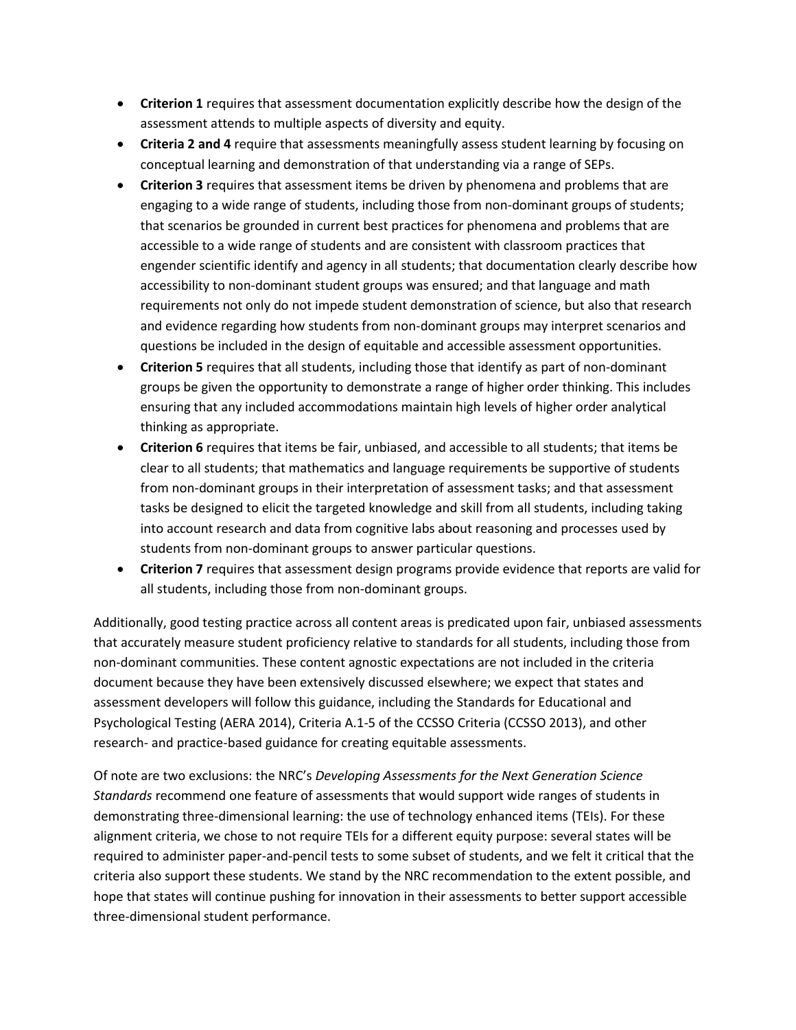- **Criterion 1** requires that assessment documentation explicitly describe how the design of the assessment attends to multiple aspects of diversity and equity.
- **Criteria 2 and 4** require that assessments meaningfully assess student learning by focusing on conceptual learning and demonstration of that understanding via a range of SEPs.
- **Criterion 3** requires that assessment items be driven by phenomena and problems that are engaging to a wide range of students, including those from non-dominant groups of students; that scenarios be grounded in current best practices for phenomena and problems that are accessible to a wide range of students and are consistent with classroom practices that engender scientific identify and agency in all students; that documentation clearly describe how accessibility to non-dominant student groups was ensured; and that language and math requirements not only do not impede student demonstration of science, but also that research and evidence regarding how students from non-dominant groups may interpret scenarios and questions be included in the design of equitable and accessible assessment opportunities.
- **Criterion 5** requires that all students, including those that identify as part of non-dominant groups be given the opportunity to demonstrate a range of higher order thinking. This includes ensuring that any included accommodations maintain high levels of higher order analytical thinking as appropriate.
- **Criterion 6** requires that items be fair, unbiased, and accessible to all students; that items be clear to all students; that mathematics and language requirements be supportive of students from non-dominant groups in their interpretation of assessment tasks; and that assessment tasks be designed to elicit the targeted knowledge and skill from all students, including taking into account research and data from cognitive labs about reasoning and processes used by students from non-dominant groups to answer particular questions.
- **Criterion 7** requires that assessment design programs provide evidence that reports are valid for all students, including those from non-dominant groups.

Additionally, good testing practice across all content areas is predicated upon fair, unbiased assessments that accurately measure student proficiency relative to standards for all students, including those from non-dominant communities. These content agnostic expectations are not included in the criteria document because they have been extensively discussed elsewhere; we expect that states and assessment developers will follow this guidance, including the Standards for Educational and Psychological Testing (AERA 2014), Criteria A.1-5 of the CCSSO Criteria (CCSSO 2013), and other research- and practice-based guidance for creating equitable assessments.

Of note are two exclusions: the NRC's *Developing Assessments for the Next Generation Science Standards* recommend one feature of assessments that would support wide ranges of students in demonstrating three-dimensional learning: the use of technology enhanced items (TEIs). For these alignment criteria, we chose to not require TEIs for a different equity purpose: several states will be required to administer paper-and-pencil tests to some subset of students, and we felt it critical that the criteria also support these students. We stand by the NRC recommendation to the extent possible, and hope that states will continue pushing for innovation in their assessments to better support accessible three-dimensional student performance.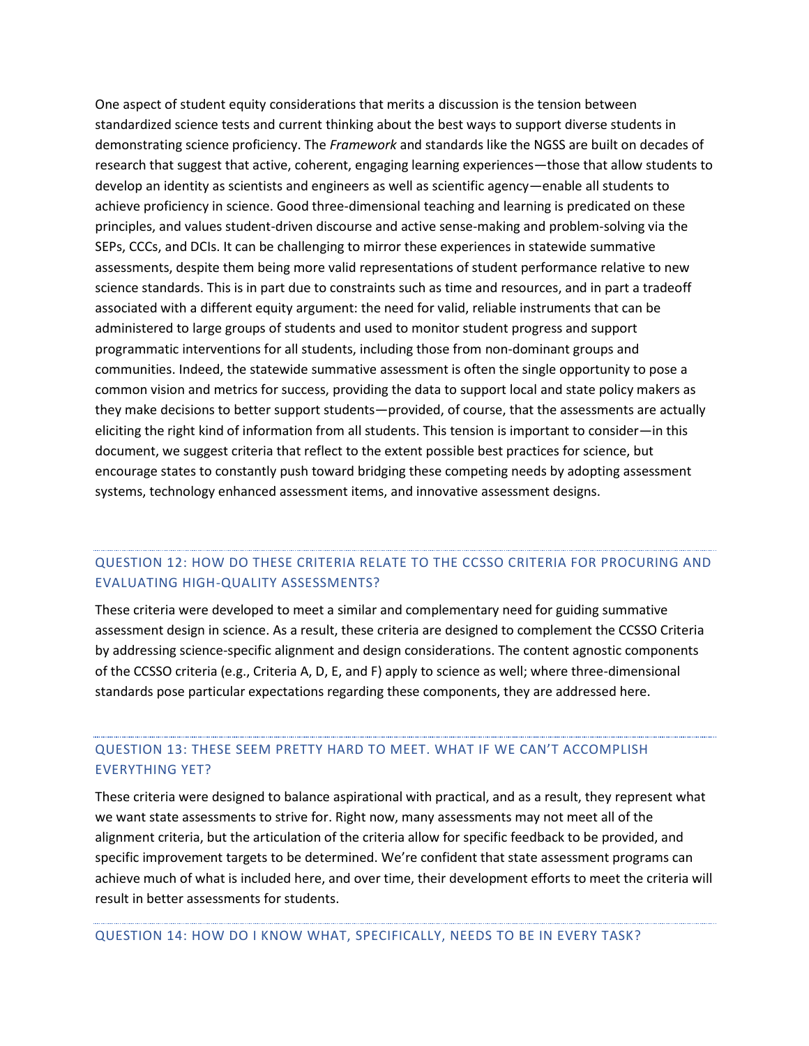One aspect of student equity considerations that merits a discussion is the tension between standardized science tests and current thinking about the best ways to support diverse students in demonstrating science proficiency. The *Framework* and standards like the NGSS are built on decades of research that suggest that active, coherent, engaging learning experiences—those that allow students to develop an identity as scientists and engineers as well as scientific agency—enable all students to achieve proficiency in science. Good three-dimensional teaching and learning is predicated on these principles, and values student-driven discourse and active sense-making and problem-solving via the SEPs, CCCs, and DCIs. It can be challenging to mirror these experiences in statewide summative assessments, despite them being more valid representations of student performance relative to new science standards. This is in part due to constraints such as time and resources, and in part a tradeoff associated with a different equity argument: the need for valid, reliable instruments that can be administered to large groups of students and used to monitor student progress and support programmatic interventions for all students, including those from non-dominant groups and communities. Indeed, the statewide summative assessment is often the single opportunity to pose a common vision and metrics for success, providing the data to support local and state policy makers as they make decisions to better support students—provided, of course, that the assessments are actually eliciting the right kind of information from all students. This tension is important to consider—in this document, we suggest criteria that reflect to the extent possible best practices for science, but encourage states to constantly push toward bridging these competing needs by adopting assessment systems, technology enhanced assessment items, and innovative assessment designs.

## QUESTION 12: HOW DO THESE CRITERIA RELATE TO THE CCSSO CRITERIA FOR PROCURING AND EVALUATING HIGH-QUALITY ASSESSMENTS?

These criteria were developed to meet a similar and complementary need for guiding summative assessment design in science. As a result, these criteria are designed to complement the CCSSO Criteria by addressing science-specific alignment and design considerations. The content agnostic components of the CCSSO criteria (e.g., Criteria A, D, E, and F) apply to science as well; where three-dimensional standards pose particular expectations regarding these components, they are addressed here.

## QUESTION 13: THESE SEEM PRETTY HARD TO MEET. WHAT IF WE CAN'T ACCOMPLISH EVERYTHING YET?

These criteria were designed to balance aspirational with practical, and as a result, they represent what we want state assessments to strive for. Right now, many assessments may not meet all of the alignment criteria, but the articulation of the criteria allow for specific feedback to be provided, and specific improvement targets to be determined. We're confident that state assessment programs can achieve much of what is included here, and over time, their development efforts to meet the criteria will result in better assessments for students.

## QUESTION 14: HOW DO I KNOW WHAT, SPECIFICALLY, NEEDS TO BE IN EVERY TASK?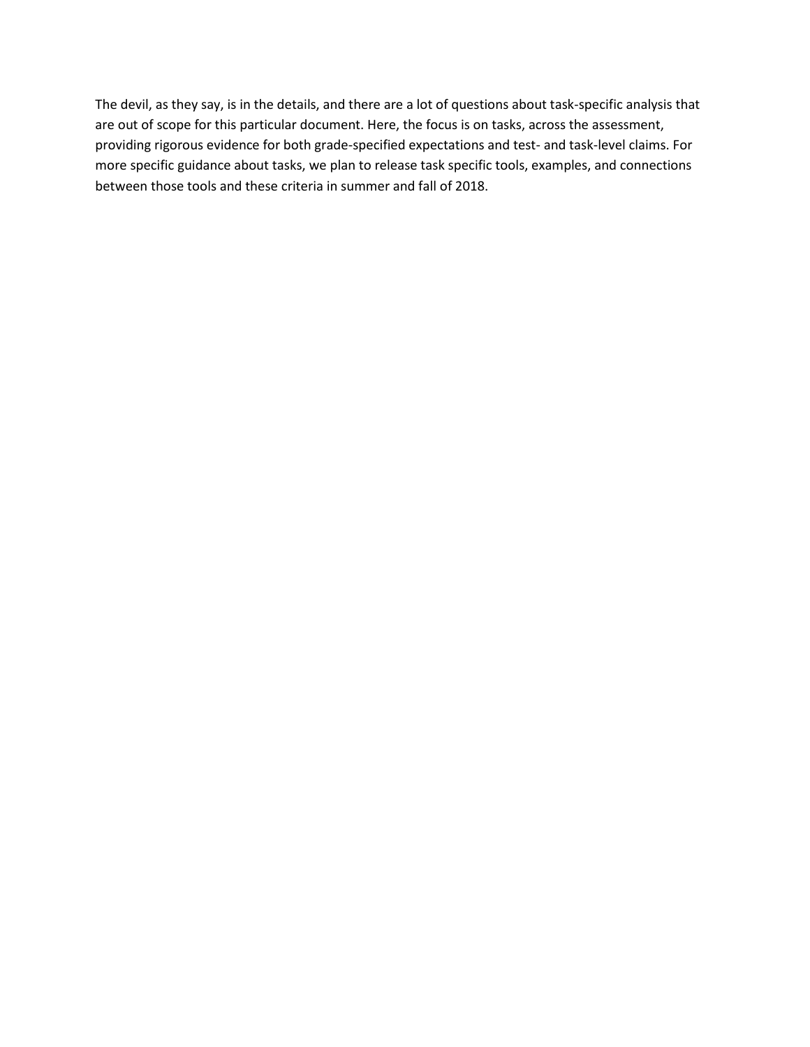The devil, as they say, is in the details, and there are a lot of questions about task-specific analysis that are out of scope for this particular document. Here, the focus is on tasks, across the assessment, providing rigorous evidence for both grade-specified expectations and test- and task-level claims. For more specific guidance about tasks, we plan to release task specific tools, examples, and connections between those tools and these criteria in summer and fall of 2018.